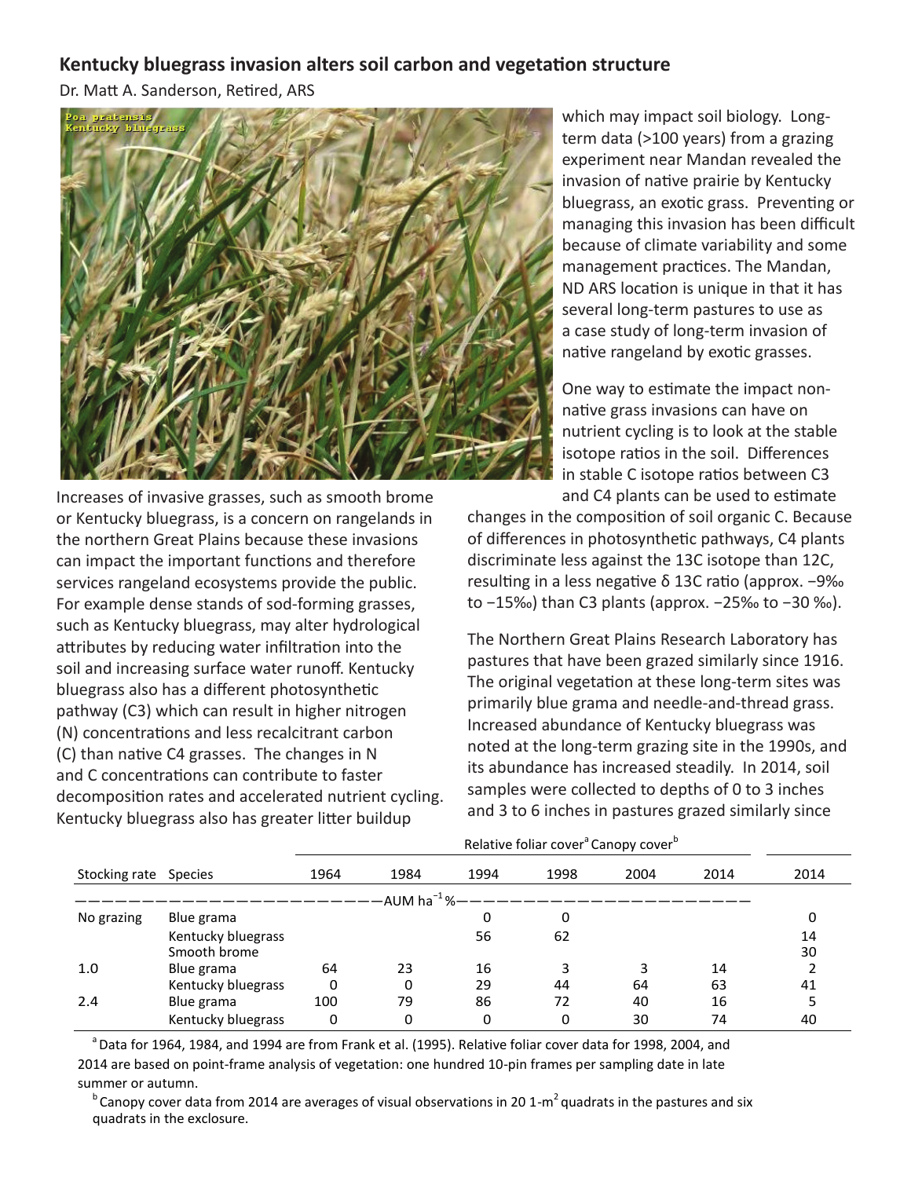## Kentucky bluegrass invasion alters soil carbon and vegetation structure

Dr. Matt A. Sanderson, Retired, ARS

Increases of invasive grasses, such as smooth brome or Kentucky bluegrass, is a concern on rangelands in the northern Great Plains because these invasions can impact the important functions and therefore services rangeland ecosystems provide the public. For example dense stands of sod-forming grasses, such as Kentucky bluegrass, may alter hydrological attributes by reducing water infiltration into the soil and increasing surface water runoff. Kentucky bluegrass also has a different photosynthetic pathway (C3) which can result in higher nitrogen (N) concentrations and less recalcitrant carbon (C) than native C4 grasses. The changes in N and C concentrations can contribute to faster decomposition rates and accelerated nutrient cycling. Kentucky bluegrass also has greater litter buildup which may impact soil biology. Long-term data (>100 years) from a grazing experiment near Mandan revealed the invasion of native prairie by Kentucky bluegrass, an exotic grass. Preventing or managing this invasion has been difficult because of climate variability and some management practices. The Mandan, ND ARS location is unique in that it has several long-term pastures to use as a case study of long-term invasion of native rangeland by exotic grasses.

One way to estimate the impact non-native grass invasions can have on nutrient cycling is to look at the stable isotope ratios in the soil. Differences in stable C isotope ratios between C3 and C4 plants can be used to estimate changes in the composition of soil organic C. Because of differences in photosynthetic pathways, C4 plants discriminate less against the 13C isotope than 12C, resulting in a less negative δ 13C ratio (approx. −9‰ to −15‰) than C3 plants (approx. −25‰ to −30 ‰).

The Northern Great Plains Research Laboratory has pastures that have been grazed similarly since 1916. The original vegetation at these long-term sites was primarily blue grama and needle-and-thread grass. Increased abundance of Kentucky bluegrass was noted at the long-term grazing site in the 1990s, and its abundance has increased steadily. In 2014, soil samples were collected to depths of 0 to 3 inches and 3 to 6 inches in pastures grazed similarly since

| | | Relative foliar cover[a] | | | | | | Canopy cover[b] |
|---|---|---|---|---|---|---|---|---|
| Stocking rate | Species | 1964 | 1984 | 1994 | 1998 | 2004 | 2014 | 2014 |
| AUM ha$^{-1}$ | | % | | | | | | |
| No grazing | Blue grama | | | 0 | 0 | | | 0 |
| | Kentucky bluegrass | | | 56 | 62 | | | 14 |
| | Smooth brome | | | | | | | 30 |
| 1.0 | Blue grama | 64 | 23 | 16 | 3 | 3 | 14 | 2 |
| | Kentucky bluegrass | 0 | 0 | 29 | 44 | 64 | 63 | 41 |
| 2.4 | Blue grama | 100 | 79 | 86 | 72 | 40 | 16 | 5 |
| | Kentucky bluegrass | 0 | 0 | 0 | 0 | 30 | 74 | 40 |

[a] Data for 1964, 1984, and 1994 are from Frank et al. (1995). Relative foliar cover data for 1998, 2004, and 2014 are based on point-frame analysis of vegetation: one hundred 10-pin frames per sampling date in late summer or autumn.

[b] Canopy cover data from 2014 are averages of visual observations in 20 1-m$^2$ quadrats in the pastures and six quadrats in the exclosure.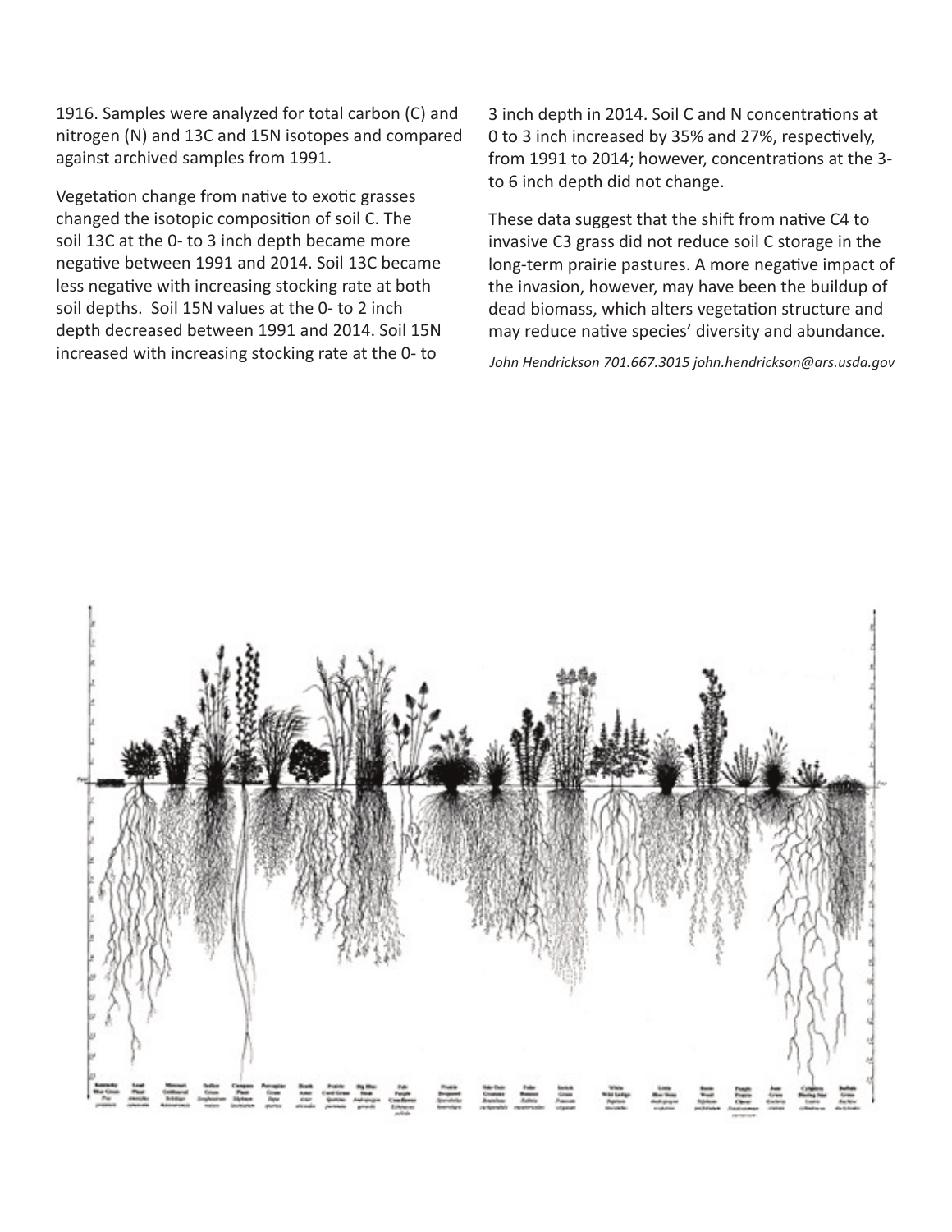1916. Samples were analyzed for total carbon (C) and nitrogen (N) and $^{13}C$ and $^{15}N$ isotopes and compared against archived samples from 1991.

Vegetation change from native to exotic grasses changed the isotopic composition of soil C. The soil $^{13}C$ at the 0- to 3 inch depth became more negative between 1991 and 2014. Soil $^{13}C$ became less negative with increasing stocking rate at both soil depths. Soil $^{15}N$ values at the 0- to 2 inch depth decreased between 1991 and 2014. Soil $^{15}N$ increased with increasing stocking rate at the 0- to 3 inch depth in 2014. Soil C and N concentrations at 0 to 3 inch increased by 35% and 27%, respectively, from 1991 to 2014; however, concentrations at the 3- to 6 inch depth did not change.

These data suggest that the shift from native C4 to invasive C3 grass did not reduce soil C storage in the long-term prairie pastures. A more negative impact of the invasion, however, may have been the buildup of dead biomass, which alters vegetation structure and may reduce native species' diversity and abundance.

*John Hendrickson 701.667.3015 john.hendrickson@ars.usda.gov*